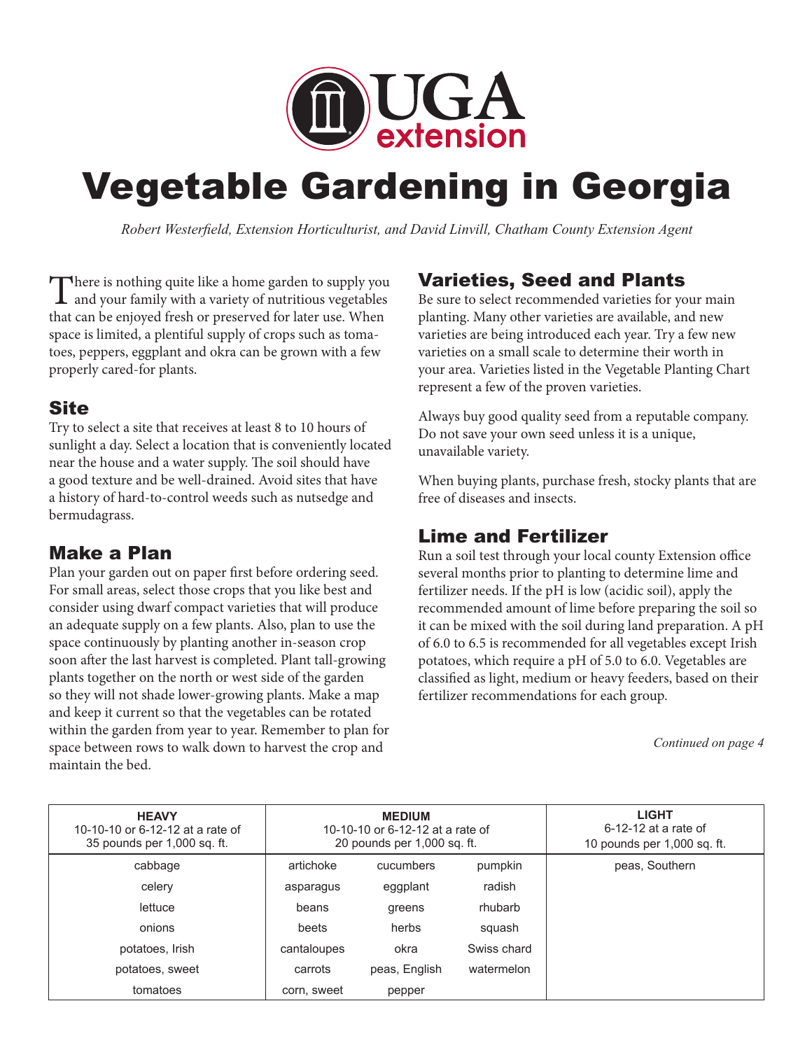# Vegetable Gardening in Georgia

*Robert Westerfield, Extension Horticulturist, and David Linvill, Chatham County Extension Agent*

There is nothing quite like a home garden to supply you and your family with a variety of nutritious vegetables that can be enjoyed fresh or preserved for later use. When space is limited, a plentiful supply of crops such as tomatoes, peppers, eggplant and okra can be grown with a few properly cared-for plants.

## Site

Try to select a site that receives at least 8 to 10 hours of sunlight a day. Select a location that is conveniently located near the house and a water supply. The soil should have a good texture and be well-drained. Avoid sites that have a history of hard-to-control weeds such as nutsedge and bermudagrass.

## Make a Plan

Plan your garden out on paper first before ordering seed. For small areas, select those crops that you like best and consider using dwarf compact varieties that will produce an adequate supply on a few plants. Also, plan to use the space continuously by planting another in-season crop soon after the last harvest is completed. Plant tall-growing plants together on the north or west side of the garden so they will not shade lower-growing plants. Make a map and keep it current so that the vegetables can be rotated within the garden from year to year. Remember to plan for space between rows to walk down to harvest the crop and maintain the bed.

## Varieties, Seed and Plants

Be sure to select recommended varieties for your main planting. Many other varieties are available, and new varieties are being introduced each year. Try a few new varieties on a small scale to determine their worth in your area. Varieties listed in the Vegetable Planting Chart represent a few of the proven varieties.

Always buy good quality seed from a reputable company. Do not save your own seed unless it is a unique, unavailable variety.

When buying plants, purchase fresh, stocky plants that are free of diseases and insects.

## Lime and Fertilizer

Run a soil test through your local county Extension office several months prior to planting to determine lime and fertilizer needs. If the pH is low (acidic soil), apply the recommended amount of lime before preparing the soil so it can be mixed with the soil during land preparation. A pH of 6.0 to 6.5 is recommended for all vegetables except Irish potatoes, which require a pH of 5.0 to 6.0. Vegetables are classified as light, medium or heavy feeders, based on their fertilizer recommendations for each group.

*Continued on page 4*

| **HEAVY** 10-10-10 or 6-12-12 at a rate of 35 pounds per 1,000 sq. ft. | **MEDIUM** 10-10-10 or 6-12-12 at a rate of 20 pounds per 1,000 sq. ft. | | | **LIGHT** 6-12-12 at a rate of 10 pounds per 1,000 sq. ft. |
|---|---|---|---|---|
| cabbage | artichoke | cucumbers | pumpkin | peas, Southern |
| celery | asparagus | eggplant | radish | |
| lettuce | beans | greens | rhubarb | |
| onions | beets | herbs | squash | |
| potatoes, Irish | cantaloupes | okra | Swiss chard | |
| potatoes, sweet | carrots | peas, English | watermelon | |
| tomatoes | corn, sweet | pepper | | |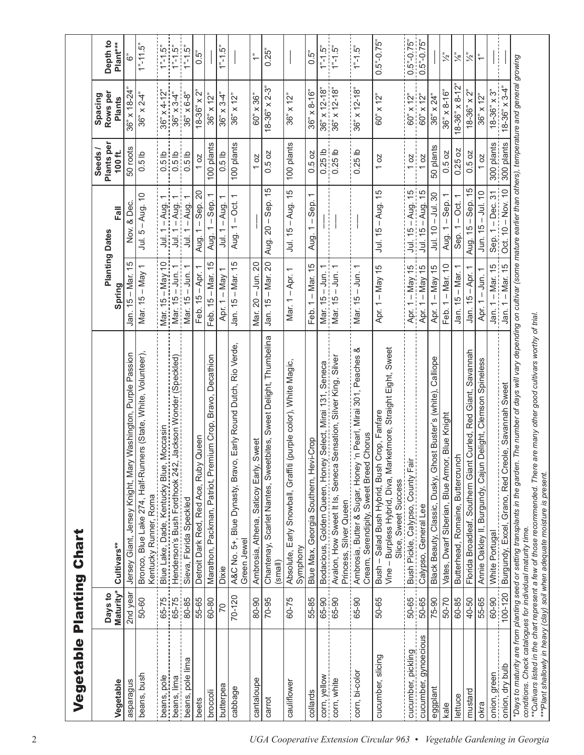# Vegetable Planting Chart

| Vegetable | Days to Maturity* | Cultivars** | Planting Dates Spring | Planting Dates Fall | Seeds / Plants per 100 ft. | Spacing Rows per Plants | Depth to Plant*** |
|---|---|---|---|---|---|---|---|
| asparagus | 2nd year | Jersey Giant, Jersey Knight, Mary Washington, Purple Passion | Jan. 15 – Mar. 15 | Nov. & Dec. | 50 roots | 36" x 18-24" | 6" |
| beans, bush | 50-60 | Bronco, Blue Lake 274, Half-Runners (State, White, Volunteer), Kentucky Runner, Roma | Mar. 15 – May 1 | Jul. 5 – Aug. 10 | 0.5 lb | 36" x 2-4" | 1"-1.5" |
| beans, pole | 65-75 | Blue Lake, Dade, Kentucky Blue, Moccasin | Mar. 15 – May 10 | Jul. 1 – Aug. 1 | 0.5 lb | 36" x 4-12" | 1"-1.5" |
| beans, lima | 65-75 | Henderson's Bush Fordhook 242, Jackson Wonder (Speckled) | Mar. 15 – Jun. 1 | Jul. 1 – Aug. 1 | 0.5 lb | 36" x 3-4" | 1"-1.5" |
| beans, pole lima | 80-85 | Sieva, Florida Speckled | Mar. 15 – Jun. 1 | Jul. 1 – Aug. 1 | 0.5 lb | 36" x 6-8" | 1"-1.5" |
| beets | 55-65 | Detroit Dark Red, Red Ace, Ruby Queen | Feb. 15 – Apr. 1 | Aug. 1 – Sep. 20 | 1 oz | 18-36" x 2" | 0.5" |
| broccoli | 60-80 | Marathon, Packman, Patriot, Premium Crop, Bravo, Decathion | Feb. 15 – Mar. 15 | Aug. 1 – Sep. 1 | 100 plants | 36" x 12" | — |
| butterpea | 70 | Dixie | Apr. 1 – May 1 | Jul. 1 – Aug. 1 | 0.5 lb | 36" x 3-4" | 1"-1.5" |
| cabbage | 70-120 | A&C No. 5+, Blue Dynasty, Bravo, Early Round Dutch, Rio Verde, Green Jewel | Jan. 15 – Mar. 15 | Aug. 1 – Oct. 1 | 100 plants | 36" x 12" | — |
| cantaloupe | 80-90 | Ambrosia, Athena, Saticoy Early, Sweet | Mar. 20 – Jun. 20 | — | 1 oz | 60" x 36" | 1" |
| carrot | 70-95 | Chantenay, Scarlet Nantes, Sweetbites, Sweet Delight, Thumbelina (small) | Jan. 15 – Mar. 20 | Aug. 20 – Sep. 15 | 0.5 oz | 18-36" x 2-3" | 0.25" |
| cauliflower | 60-75 | Absolute, Early Snowball, Graffiti (purple color), White Magic, Symphony | Mar. 1 – Apr. 1 | Jul. 15 – Aug. 15 | 100 plants | 36" x 12" | — |
| collards | 55-85 | Blue Max, Georgia Southern, Hevi-Crop | Feb. 1 – Mar. 15 | Aug. 1 – Sep. 1 | 0.5 oz | 36" x 8-16" | 0.5" |
| corn, yellow | 65-90 | Bodacious, Golden Queen, Honey Select, Mirai 131, Seneca | Mar. 15 – Jun. 1 | — | 0.25 lb | 36" x 12-18" | 1"-1.5" |
| corn, white | 65-90 | Avalon, How Sweet It Is, Seneca Sensation, Silver King, Silver Princess, Silver Queen | Mar. 15 – Jun. 1 | — | 0.25 lb | 36" x 12-18" | 1"-1.5" |
| corn, bi-color | 65-90 | Ambrosia, Butter & Sugar, Honey 'n Pearl, Mirai 301, Peaches & Cream, Serendipity, Sweet Breed Chorus | Mar. 15 – Jun. 1 | — | 0.25 lb | 36" x 12-18" | 1"-1.5" |
| cucumber, slicing | 50-65 | Bush – Salad Bush Hybrid, Bush Crop, Fanfare; Vine – Burpless Hybrid, Diva, Marketmore, Straight Eight, Sweet Slice, Sweet Success | Apr. 1 – May 15 | Jul. 15 – Aug. 15 | 1 oz | 60" x 12" | 0.5"-0.75" |
| cucumber, pickling | 50-65 | Bush Pickle, Calypso, County Fair | Apr. 1 – May 15 | Jul. 15 – Aug. 15 | 1 oz | 60" x 12" | 0.5"-0.75" |
| cucumber, gynoecious | 50-65 | Calypso, General Lee | Apr. 1 – May 15 | Jul. 15 – Aug. 15 | 1 oz | 60" x 12" | 0.5"-0.75" |
| eggplant | 75-90 | Black Beauty, Classic, Dusky, Ghost Buster's (white), Calliope | Apr. 1 – May 15 | Jul. 10 – Jul. 30 | 50 plants | 36" x 24" | — |
| kale | 50-70 | Vates, Dwarf Siberian, Blue Armor, Blue Knight | Feb. 1 – Mar. 10 | Aug. 1 – Sep. 1 | 0.5 oz | 36" x 8-16" | ½" |
| lettuce | 60-85 | Butterhead, Romaine, Buttercrunch | Jan. 15 – Mar. 1 | Sep. 1 – Oct. 1 | 0.25 oz | 18-36" x 8-12" | ⅛" |
| mustard | 40-50 | Florida Broadleaf, Southern Giant Curled, Red Giant, Savannah | Jan. 15 – Apr. 1 | Aug. 15 – Sep. 15 | 0.5 oz | 18-36" x 2" | ½" |
| okra | 55-65 | Annie Oakley II, Burgundy, Cajun Delight, Clemson Spineless | Apr. 1 – Jun. 1 | Jun. 15 – Jul. 10 | 1 oz | 36" x 12" | 1" |
| onion, green | 60-90 | White Portugal | Jan. 1 – Mar. 15 | Sep. 1 – Dec. 31 | 300 plants | 18-36" x 3" | — |
| onion, dry bulb | 100-120 | Burgundy, Excel, Grano, Red Creole, Savannah Sweet | Jan. 1 – Mar. 15 | Oct. 10 – Nov. 10 | 300 plants | 18-36" x 3-4" | — |

*Days to maturity are from planting seed or setting transplants in the garden. The number of days will vary depending on cultivar (some mature earlier than others), temperature and general growing conditions. Check catalogues for individual maturity time.

**Cultivars listed in the chart represent a few of those recommended. There are many other good cultivars worthy of trial.

***Plant shallowly in heavy (clay) soil when adequate moisture is present.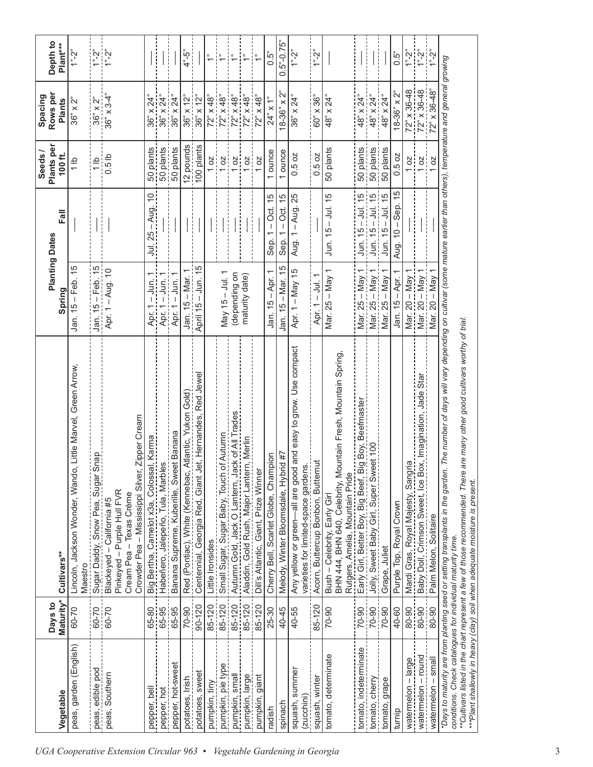| Vegetable | Days to Maturity* | Cultivars** | Planting Dates | | Seeds / Plants per 100 ft. | Spacing Rows per Plants | Depth to Plant*** |
|---|---|---|---|---|---|---|---|
| | | | Spring | Fall | | | |
| peas, garden (English) | 60-70 | Lincoln, Jackson Wonder, Wando, Little Marvel, Green Arrow, Maestro | Jan. 15 – Feb. 15 | — | 1 lb | 36" x 2" | 1"-2" |
| peas, edible pod | 60-70 | Sugar Daddy, Snow Pea, Sugar Snap | Jan. 15 – Feb. 15 | — | 1 lb | 36" x 2" | 1"-2" |
| peas, Southern | 60-70 | Blackeyed – California #5<br>Pinkeyed – Purple Hull FVR<br>Cream Pea – Texas Crème<br>Crowder Pea – Mississippi Silver, Zipper Cream | Apr. 1 – Aug. 10 | — | 0.5 lb | 36" x 3-4" | 1"-2" |
| pepper, bell | 65-80 | Big Bertha, Camelot x3a, Colossal, Karma | Apr. 1 – Jun. 1 | Jul. 25 – Aug. 10 | 50 plants | 36" x 24" | — |
| pepper, hot | 65-95 | Habeñero, Jalepeño, Tula, Marbles | Apr. 1 – Jun. 1 | — | 50 plants | 36" x 24" | — |
| pepper, hot-sweet | 65-95 | Banana Supreme, Kuberille, Sweet Banana | Apr. 1 – Jun. 1 | — | 50 plants | 36" x 24" | — |
| potatoes, Irish | 70-90 | Red (Pontiac), White (Kennebac, Atlantic, Yukon Gold) | Jan. 15 – Mar. 1 | — | 12 pounds | 36" x 12" | 4"-5" |
| potatoes, sweet | 90-120 | Centennial, Georgia Red, Giant Jet, Hernandes, Red Jewel | April 15 – Jun. 15 | — | 100 plants | 36" x 12" | — |
| pumpkin, tiny | 85-120 | Little Ironsides | May 15 – Jul. 1 (depending on maturity date) | — | 1 oz | 72" x 48" | 1" |
| pumpkin, pie type | 85-120 | Small Sugar, Sugar Baby, Touch of Autumn | | — | 1 oz | 72" x 48" | 1" |
| pumpkin, small | 85-120 | Autumn Gold, Jack O Lantern, Jack of All Trades | | — | 1 oz | 72" x 48" | 1" |
| pumpkin, large | 85-120 | Aladdin, Gold Rush, Major Lantern, Merlin | | — | 1 oz | 72" x 48" | 1" |
| pumpkin, giant | 85-120 | Dill's Atlantic, Giant, Prize Winner | | — | 1 oz | 72" x 48" | 1" |
| radish | 25-30 | Cherry Bell, Scarlet Globe, Champion | Jan. 15 – Apr. 1 | Sep. 1 – Oct. 15 | 1 ounce | 24" x 1" | 0.5" |
| spinach | 40-45 | Melody, Winter Bloomsdale, Hybrid #7 | Jan. 15 – Mar. 15 | Sep. 1 – Oct. 15 | 1 ounce | 18-36" x 2" | 0.5"-0.75" |
| squash, summer (zucchini) | 40-55 | Any yellow or green—all are good and easy to grow. Use compact varieties for limited-space gardens. | Apr. 1 – May 15 | Aug. 1 – Aug. 25 | 0.5 oz | 36" x 24" | 1"-2" |
| squash, winter | 85-120 | Acorn, Buttercup Bonbon, Butternut | Apr. 1 – Jul. 1 | — | 0.5 oz | 60" x 36" | 1"-2" |
| tomato, determinate | 70-90 | Bush – Celebrity, Early Girl<br>BHN 444, BHN 640, Celebrity, Mountain Fresh, Mountain Spring, Rutgers, Amelia, Mountain Pride | Mar. 25 – May 1 | Jun. 15 – Jul. 15 | 50 plants | 48" x 24" | — |
| tomato, indeterminate | 70-90 | Early Girl, Better Boy, Big Beef, Big Boy, Beefmaster | Mar. 25 – May 1 | Jun. 15 – Jul. 15 | 50 plants | 48" x 24" | — |
| tomato, cherry | 70-90 | Jolly, Sweet Baby Girl, Super Sweet 100 | Mar. 25 – May 1 | Jun. 15 – Jul. 15 | 50 plants | 48" x 24" | — |
| tomato, grape | 70-90 | Grape, Juliet | Mar. 25 – May 1 | Jun. 15 – Jul. 15 | 50 plants | 48" x 24" | — |
| turnip | 40-60 | Purple Top, Royal Crown | Jan. 15 – Apr. 1 | Aug. 10 – Sep. 15 | 0.5 oz | 18-36" x 2" | 0.5" |
| watermelon – large | 80-90 | Mardi Gras, Royal Majesty, Sangria | Mar. 20 – May 1 | — | 1 oz | 72" x 36-48 | 1"-2" |
| watermelon – round | 80-90 | Baby Doll, Crimson Sweet, Ice Box, Imagination, Jade Star | Mar. 20 – May 1 | — | 1 oz | 72" x 36-48 | 1"-2" |
| watermelon – small | 80-90 | Palm Melon, Solitaire | Mar. 20 – May 1 | — | 1 oz | 72" x 36-48" | 1"-2" |

*Days to maturity are from planting seed or setting transplants in the garden. The number of days will vary depending on cultivar (some mature earlier than others), temperature and general growing conditions. Check catalogues for individual maturity time.
**Cultivars listed in the chart represent a few of those recommended. There are many other good cultivars worthy of trial.
***Plant shallowly in heavy (clay) soil when adequate moisture is present.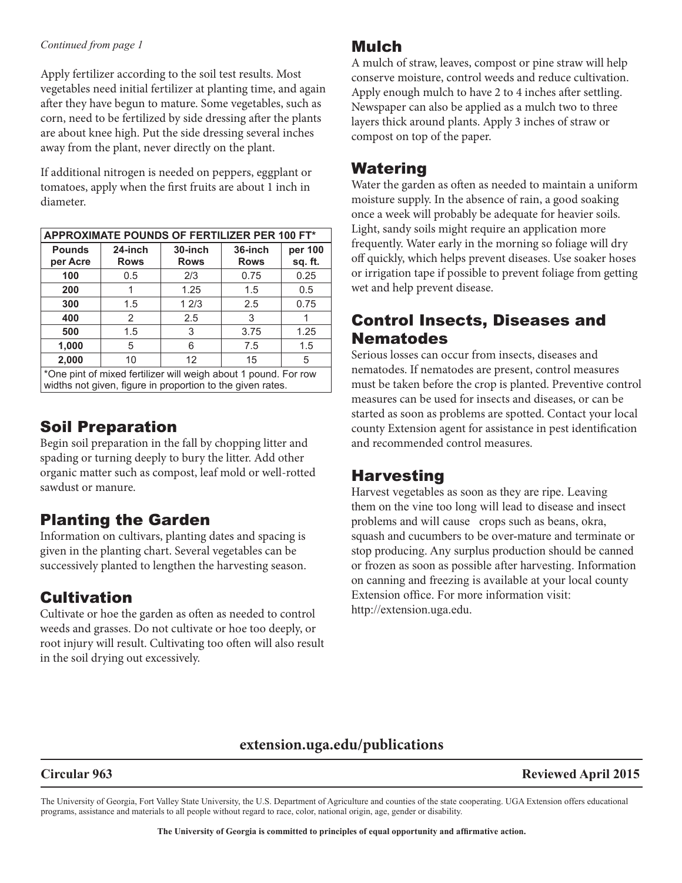*Continued from page 1*

Apply fertilizer according to the soil test results. Most vegetables need initial fertilizer at planting time, and again after they have begun to mature. Some vegetables, such as corn, need to be fertilized by side dressing after the plants are about knee high. Put the side dressing several inches away from the plant, never directly on the plant.

If additional nitrogen is needed on peppers, eggplant or tomatoes, apply when the first fruits are about 1 inch in diameter.

| APPROXIMATE POUNDS OF FERTILIZER PER 100 FT* | | | | |
|---|---|---|---|---|
| **Pounds per Acre** | **24-inch Rows** | **30-inch Rows** | **36-inch Rows** | **per 100 sq. ft.** |
| **100** | 0.5 | 2/3 | 0.75 | 0.25 |
| **200** | 1 | 1.25 | 1.5 | 0.5 |
| **300** | 1.5 | 1 2/3 | 2.5 | 0.75 |
| **400** | 2 | 2.5 | 3 | 1 |
| **500** | 1.5 | 3 | 3.75 | 1.25 |
| **1,000** | 5 | 6 | 7.5 | 1.5 |
| **2,000** | 10 | 12 | 15 | 5 |

*One pint of mixed fertilizer will weigh about 1 pound. For row widths not given, figure in proportion to the given rates.

## Soil Preparation

Begin soil preparation in the fall by chopping litter and spading or turning deeply to bury the litter. Add other organic matter such as compost, leaf mold or well-rotted sawdust or manure.

## Planting the Garden

Information on cultivars, planting dates and spacing is given in the planting chart. Several vegetables can be successively planted to lengthen the harvesting season.

## Cultivation

Cultivate or hoe the garden as often as needed to control weeds and grasses. Do not cultivate or hoe too deeply, or root injury will result. Cultivating too often will also result in the soil drying out excessively.

## Mulch

A mulch of straw, leaves, compost or pine straw will help conserve moisture, control weeds and reduce cultivation. Apply enough mulch to have 2 to 4 inches after settling. Newspaper can also be applied as a mulch two to three layers thick around plants. Apply 3 inches of straw or compost on top of the paper.

## Watering

Water the garden as often as needed to maintain a uniform moisture supply. In the absence of rain, a good soaking once a week will probably be adequate for heavier soils. Light, sandy soils might require an application more frequently. Water early in the morning so foliage will dry off quickly, which helps prevent diseases. Use soaker hoses or irrigation tape if possible to prevent foliage from getting wet and help prevent disease.

## Control Insects, Diseases and Nematodes

Serious losses can occur from insects, diseases and nematodes. If nematodes are present, control measures must be taken before the crop is planted. Preventive control measures can be used for insects and diseases, or can be started as soon as problems are spotted. Contact your local county Extension agent for assistance in pest identification and recommended control measures.

## Harvesting

Harvest vegetables as soon as they are ripe. Leaving them on the vine too long will lead to disease and insect problems and will cause crops such as beans, okra, squash and cucumbers to be over-mature and terminate or stop producing. Any surplus production should be canned or frozen as soon as possible after harvesting. Information on canning and freezing is available at your local county Extension office. For more information visit: http://extension.uga.edu.

**extension.uga.edu/publications**

**Circular 963** **Reviewed April 2015**

The University of Georgia, Fort Valley State University, the U.S. Department of Agriculture and counties of the state cooperating. UGA Extension offers educational programs, assistance and materials to all people without regard to race, color, national origin, age, gender or disability.

**The University of Georgia is committed to principles of equal opportunity and affirmative action.**